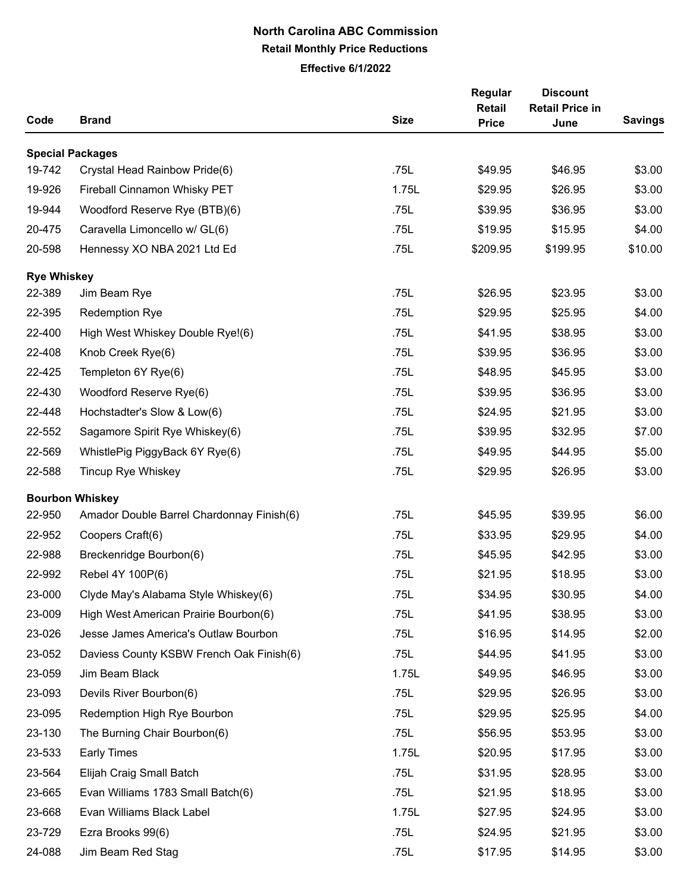# North Carolina ABC Commission

## Retail Monthly Price Reductions

**Effective 6/1/2022**

| Code | Brand | Size | Regular Retail Price | Discount Retail Price in June | Savings |
|---|---|---|---|---|---|
| **Special Packages** | | | | | |
| 19-742 | Crystal Head Rainbow Pride(6) | .75L | $49.95 | $46.95 | $3.00 |
| 19-926 | Fireball Cinnamon Whisky PET | 1.75L | $29.95 | $26.95 | $3.00 |
| 19-944 | Woodford Reserve Rye (BTB)(6) | .75L | $39.95 | $36.95 | $3.00 |
| 20-475 | Caravella Limoncello w/ GL(6) | .75L | $19.95 | $15.95 | $4.00 |
| 20-598 | Hennessy XO NBA 2021 Ltd Ed | .75L | $209.95 | $199.95 | $10.00 |
| **Rye Whiskey** | | | | | |
| 22-389 | Jim Beam Rye | .75L | $26.95 | $23.95 | $3.00 |
| 22-395 | Redemption Rye | .75L | $29.95 | $25.95 | $4.00 |
| 22-400 | High West Whiskey Double Rye!(6) | .75L | $41.95 | $38.95 | $3.00 |
| 22-408 | Knob Creek Rye(6) | .75L | $39.95 | $36.95 | $3.00 |
| 22-425 | Templeton 6Y Rye(6) | .75L | $48.95 | $45.95 | $3.00 |
| 22-430 | Woodford Reserve Rye(6) | .75L | $39.95 | $36.95 | $3.00 |
| 22-448 | Hochstadter's Slow & Low(6) | .75L | $24.95 | $21.95 | $3.00 |
| 22-552 | Sagamore Spirit Rye Whiskey(6) | .75L | $39.95 | $32.95 | $7.00 |
| 22-569 | WhistlePig PiggyBack 6Y Rye(6) | .75L | $49.95 | $44.95 | $5.00 |
| 22-588 | Tincup Rye Whiskey | .75L | $29.95 | $26.95 | $3.00 |
| **Bourbon Whiskey** | | | | | |
| 22-950 | Amador Double Barrel Chardonnay Finish(6) | .75L | $45.95 | $39.95 | $6.00 |
| 22-952 | Coopers Craft(6) | .75L | $33.95 | $29.95 | $4.00 |
| 22-988 | Breckenridge Bourbon(6) | .75L | $45.95 | $42.95 | $3.00 |
| 22-992 | Rebel 4Y 100P(6) | .75L | $21.95 | $18.95 | $3.00 |
| 23-000 | Clyde May's Alabama Style Whiskey(6) | .75L | $34.95 | $30.95 | $4.00 |
| 23-009 | High West American Prairie Bourbon(6) | .75L | $41.95 | $38.95 | $3.00 |
| 23-026 | Jesse James America's Outlaw Bourbon | .75L | $16.95 | $14.95 | $2.00 |
| 23-052 | Daviess County KSBW French Oak Finish(6) | .75L | $44.95 | $41.95 | $3.00 |
| 23-059 | Jim Beam Black | 1.75L | $49.95 | $46.95 | $3.00 |
| 23-093 | Devils River Bourbon(6) | .75L | $29.95 | $26.95 | $3.00 |
| 23-095 | Redemption High Rye Bourbon | .75L | $29.95 | $25.95 | $4.00 |
| 23-130 | The Burning Chair Bourbon(6) | .75L | $56.95 | $53.95 | $3.00 |
| 23-533 | Early Times | 1.75L | $20.95 | $17.95 | $3.00 |
| 23-564 | Elijah Craig Small Batch | .75L | $31.95 | $28.95 | $3.00 |
| 23-665 | Evan Williams 1783 Small Batch(6) | .75L | $21.95 | $18.95 | $3.00 |
| 23-668 | Evan Williams Black Label | 1.75L | $27.95 | $24.95 | $3.00 |
| 23-729 | Ezra Brooks 99(6) | .75L | $24.95 | $21.95 | $3.00 |
| 24-088 | Jim Beam Red Stag | .75L | $17.95 | $14.95 | $3.00 |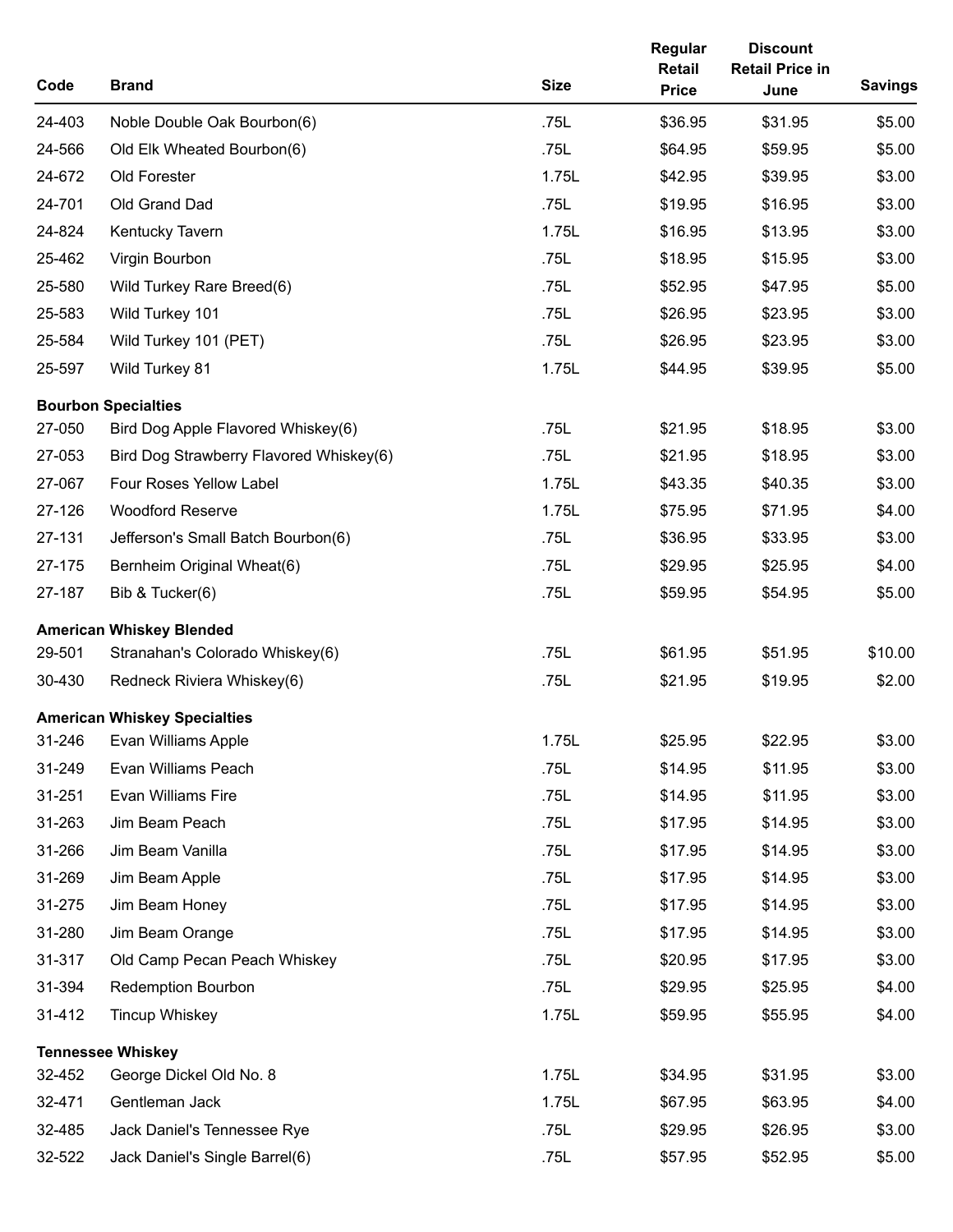| Code | Brand | Size | Regular Retail Price | Discount Retail Price in June | Savings |
|---|---|---|---|---|---|
| 24-403 | Noble Double Oak Bourbon(6) | .75L | $36.95 | $31.95 | $5.00 |
| 24-566 | Old Elk Wheated Bourbon(6) | .75L | $64.95 | $59.95 | $5.00 |
| 24-672 | Old Forester | 1.75L | $42.95 | $39.95 | $3.00 |
| 24-701 | Old Grand Dad | .75L | $19.95 | $16.95 | $3.00 |
| 24-824 | Kentucky Tavern | 1.75L | $16.95 | $13.95 | $3.00 |
| 25-462 | Virgin Bourbon | .75L | $18.95 | $15.95 | $3.00 |
| 25-580 | Wild Turkey Rare Breed(6) | .75L | $52.95 | $47.95 | $5.00 |
| 25-583 | Wild Turkey 101 | .75L | $26.95 | $23.95 | $3.00 |
| 25-584 | Wild Turkey 101 (PET) | .75L | $26.95 | $23.95 | $3.00 |
| 25-597 | Wild Turkey 81 | 1.75L | $44.95 | $39.95 | $5.00 |
| **Bourbon Specialties** | | | | | |
| 27-050 | Bird Dog Apple Flavored Whiskey(6) | .75L | $21.95 | $18.95 | $3.00 |
| 27-053 | Bird Dog Strawberry Flavored Whiskey(6) | .75L | $21.95 | $18.95 | $3.00 |
| 27-067 | Four Roses Yellow Label | 1.75L | $43.35 | $40.35 | $3.00 |
| 27-126 | Woodford Reserve | 1.75L | $75.95 | $71.95 | $4.00 |
| 27-131 | Jefferson's Small Batch Bourbon(6) | .75L | $36.95 | $33.95 | $3.00 |
| 27-175 | Bernheim Original Wheat(6) | .75L | $29.95 | $25.95 | $4.00 |
| 27-187 | Bib & Tucker(6) | .75L | $59.95 | $54.95 | $5.00 |
| **American Whiskey Blended** | | | | | |
| 29-501 | Stranahan's Colorado Whiskey(6) | .75L | $61.95 | $51.95 | $10.00 |
| 30-430 | Redneck Riviera Whiskey(6) | .75L | $21.95 | $19.95 | $2.00 |
| **American Whiskey Specialties** | | | | | |
| 31-246 | Evan Williams Apple | 1.75L | $25.95 | $22.95 | $3.00 |
| 31-249 | Evan Williams Peach | .75L | $14.95 | $11.95 | $3.00 |
| 31-251 | Evan Williams Fire | .75L | $14.95 | $11.95 | $3.00 |
| 31-263 | Jim Beam Peach | .75L | $17.95 | $14.95 | $3.00 |
| 31-266 | Jim Beam Vanilla | .75L | $17.95 | $14.95 | $3.00 |
| 31-269 | Jim Beam Apple | .75L | $17.95 | $14.95 | $3.00 |
| 31-275 | Jim Beam Honey | .75L | $17.95 | $14.95 | $3.00 |
| 31-280 | Jim Beam Orange | .75L | $17.95 | $14.95 | $3.00 |
| 31-317 | Old Camp Pecan Peach Whiskey | .75L | $20.95 | $17.95 | $3.00 |
| 31-394 | Redemption Bourbon | .75L | $29.95 | $25.95 | $4.00 |
| 31-412 | Tincup Whiskey | 1.75L | $59.95 | $55.95 | $4.00 |
| **Tennessee Whiskey** | | | | | |
| 32-452 | George Dickel Old No. 8 | 1.75L | $34.95 | $31.95 | $3.00 |
| 32-471 | Gentleman Jack | 1.75L | $67.95 | $63.95 | $4.00 |
| 32-485 | Jack Daniel's Tennessee Rye | .75L | $29.95 | $26.95 | $3.00 |
| 32-522 | Jack Daniel's Single Barrel(6) | .75L | $57.95 | $52.95 | $5.00 |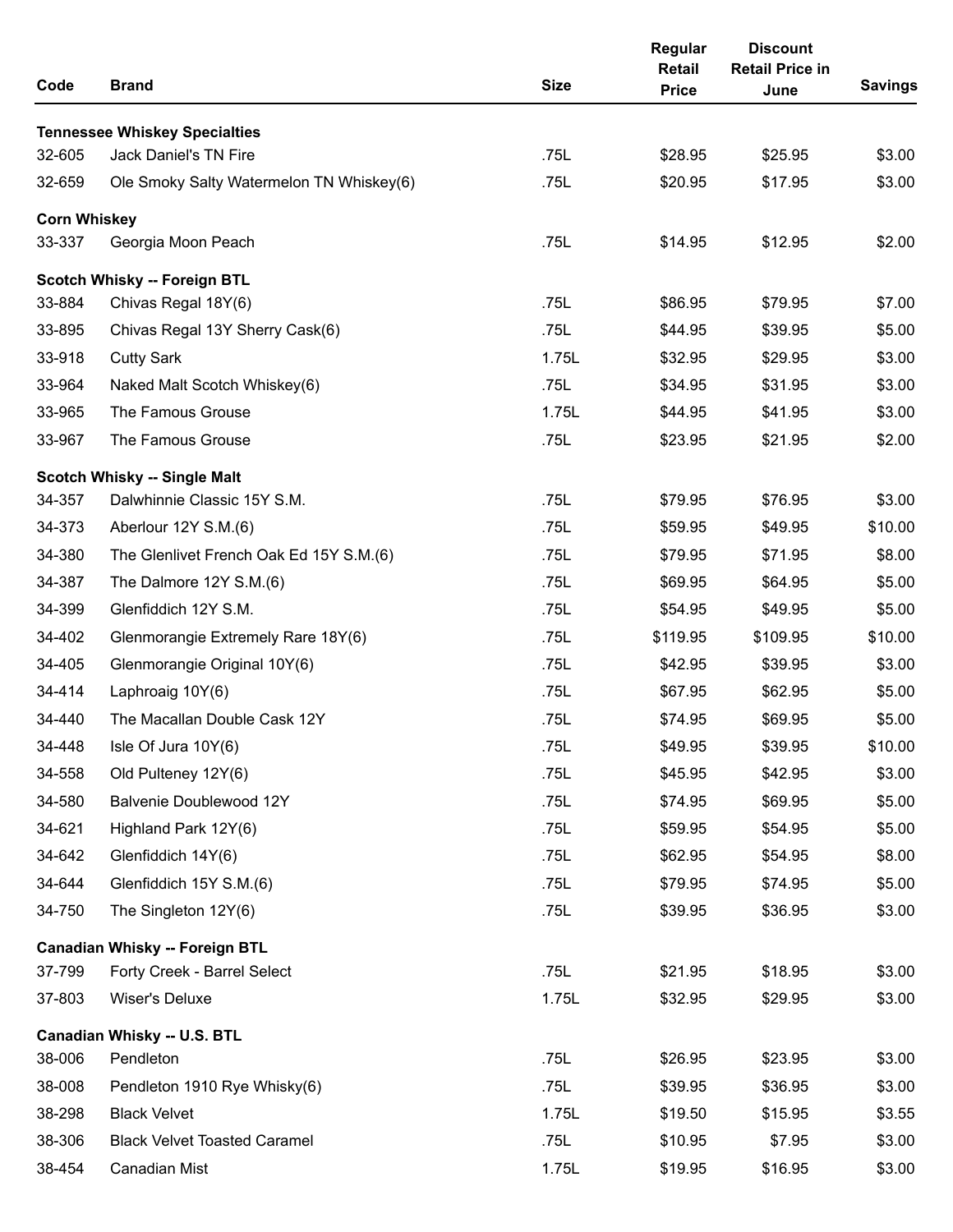| Code | Brand | Size | Regular Retail Price | Discount Retail Price in June | Savings |
|---|---|---|---|---|---|
| **Tennessee Whiskey Specialties** | | | | | |
| 32-605 | Jack Daniel's TN Fire | .75L | $28.95 | $25.95 | $3.00 |
| 32-659 | Ole Smoky Salty Watermelon TN Whiskey(6) | .75L | $20.95 | $17.95 | $3.00 |
| **Corn Whiskey** | | | | | |
| 33-337 | Georgia Moon Peach | .75L | $14.95 | $12.95 | $2.00 |
| **Scotch Whisky -- Foreign BTL** | | | | | |
| 33-884 | Chivas Regal 18Y(6) | .75L | $86.95 | $79.95 | $7.00 |
| 33-895 | Chivas Regal 13Y Sherry Cask(6) | .75L | $44.95 | $39.95 | $5.00 |
| 33-918 | Cutty Sark | 1.75L | $32.95 | $29.95 | $3.00 |
| 33-964 | Naked Malt Scotch Whiskey(6) | .75L | $34.95 | $31.95 | $3.00 |
| 33-965 | The Famous Grouse | 1.75L | $44.95 | $41.95 | $3.00 |
| 33-967 | The Famous Grouse | .75L | $23.95 | $21.95 | $2.00 |
| **Scotch Whisky -- Single Malt** | | | | | |
| 34-357 | Dalwhinnie Classic 15Y S.M. | .75L | $79.95 | $76.95 | $3.00 |
| 34-373 | Aberlour 12Y S.M.(6) | .75L | $59.95 | $49.95 | $10.00 |
| 34-380 | The Glenlivet French Oak Ed 15Y S.M.(6) | .75L | $79.95 | $71.95 | $8.00 |
| 34-387 | The Dalmore 12Y S.M.(6) | .75L | $69.95 | $64.95 | $5.00 |
| 34-399 | Glenfiddich 12Y S.M. | .75L | $54.95 | $49.95 | $5.00 |
| 34-402 | Glenmorangie Extremely Rare 18Y(6) | .75L | $119.95 | $109.95 | $10.00 |
| 34-405 | Glenmorangie Original 10Y(6) | .75L | $42.95 | $39.95 | $3.00 |
| 34-414 | Laphroaig 10Y(6) | .75L | $67.95 | $62.95 | $5.00 |
| 34-440 | The Macallan Double Cask 12Y | .75L | $74.95 | $69.95 | $5.00 |
| 34-448 | Isle Of Jura 10Y(6) | .75L | $49.95 | $39.95 | $10.00 |
| 34-558 | Old Pulteney 12Y(6) | .75L | $45.95 | $42.95 | $3.00 |
| 34-580 | Balvenie Doublewood 12Y | .75L | $74.95 | $69.95 | $5.00 |
| 34-621 | Highland Park 12Y(6) | .75L | $59.95 | $54.95 | $5.00 |
| 34-642 | Glenfiddich 14Y(6) | .75L | $62.95 | $54.95 | $8.00 |
| 34-644 | Glenfiddich 15Y S.M.(6) | .75L | $79.95 | $74.95 | $5.00 |
| 34-750 | The Singleton 12Y(6) | .75L | $39.95 | $36.95 | $3.00 |
| **Canadian Whisky -- Foreign BTL** | | | | | |
| 37-799 | Forty Creek - Barrel Select | .75L | $21.95 | $18.95 | $3.00 |
| 37-803 | Wiser's Deluxe | 1.75L | $32.95 | $29.95 | $3.00 |
| **Canadian Whisky -- U.S. BTL** | | | | | |
| 38-006 | Pendleton | .75L | $26.95 | $23.95 | $3.00 |
| 38-008 | Pendleton 1910 Rye Whisky(6) | .75L | $39.95 | $36.95 | $3.00 |
| 38-298 | Black Velvet | 1.75L | $19.50 | $15.95 | $3.55 |
| 38-306 | Black Velvet Toasted Caramel | .75L | $10.95 | $7.95 | $3.00 |
| 38-454 | Canadian Mist | 1.75L | $19.95 | $16.95 | $3.00 |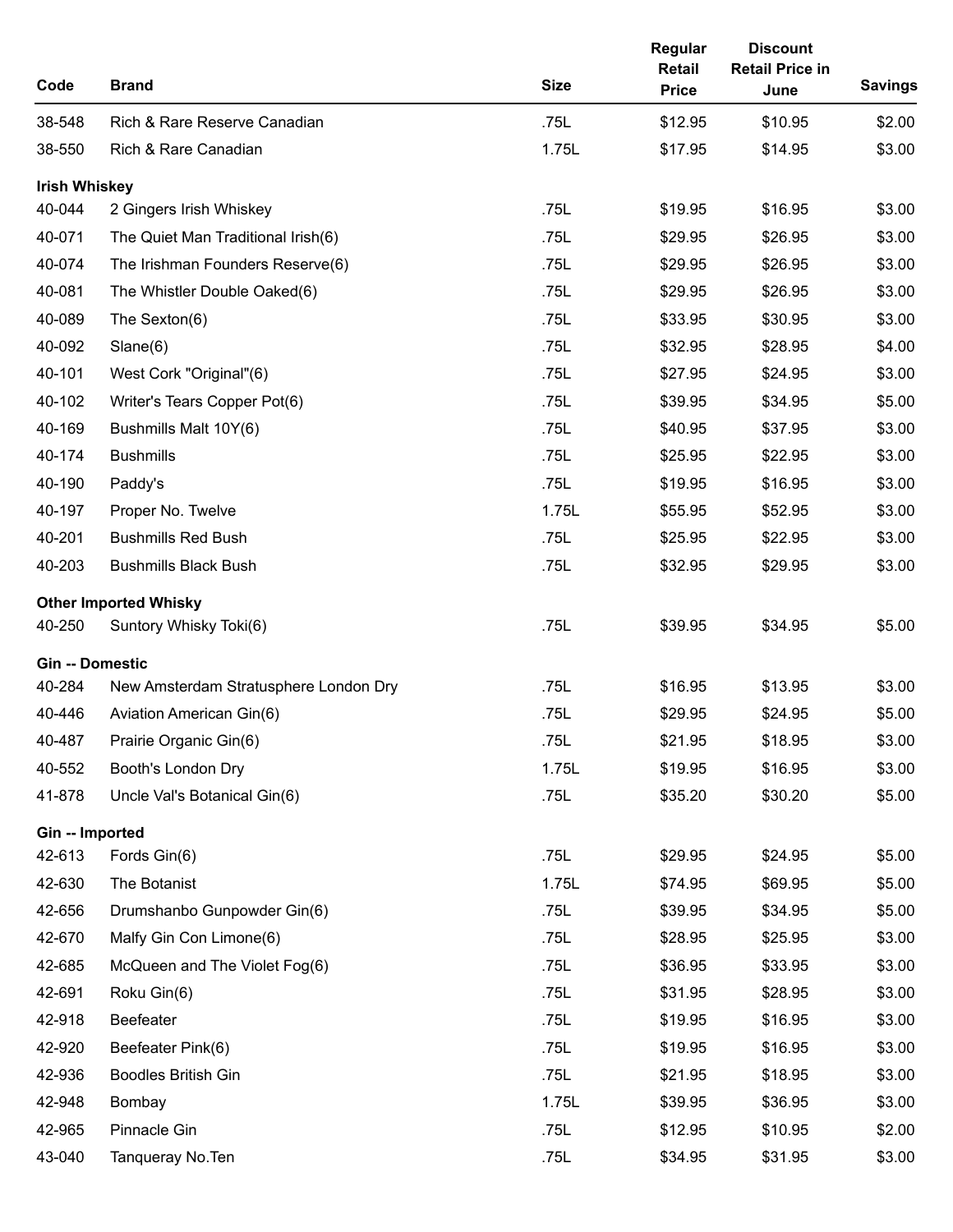| Code | Brand | Size | Regular Retail Price | Discount Retail Price in June | Savings |
|---|---|---|---|---|---|
| 38-548 | Rich & Rare Reserve Canadian | .75L | $12.95 | $10.95 | $2.00 |
| 38-550 | Rich & Rare Canadian | 1.75L | $17.95 | $14.95 | $3.00 |
| **Irish Whiskey** | | | | | |
| 40-044 | 2 Gingers Irish Whiskey | .75L | $19.95 | $16.95 | $3.00 |
| 40-071 | The Quiet Man Traditional Irish(6) | .75L | $29.95 | $26.95 | $3.00 |
| 40-074 | The Irishman Founders Reserve(6) | .75L | $29.95 | $26.95 | $3.00 |
| 40-081 | The Whistler Double Oaked(6) | .75L | $29.95 | $26.95 | $3.00 |
| 40-089 | The Sexton(6) | .75L | $33.95 | $30.95 | $3.00 |
| 40-092 | Slane(6) | .75L | $32.95 | $28.95 | $4.00 |
| 40-101 | West Cork "Original"(6) | .75L | $27.95 | $24.95 | $3.00 |
| 40-102 | Writer's Tears Copper Pot(6) | .75L | $39.95 | $34.95 | $5.00 |
| 40-169 | Bushmills Malt 10Y(6) | .75L | $40.95 | $37.95 | $3.00 |
| 40-174 | Bushmills | .75L | $25.95 | $22.95 | $3.00 |
| 40-190 | Paddy's | .75L | $19.95 | $16.95 | $3.00 |
| 40-197 | Proper No. Twelve | 1.75L | $55.95 | $52.95 | $3.00 |
| 40-201 | Bushmills Red Bush | .75L | $25.95 | $22.95 | $3.00 |
| 40-203 | Bushmills Black Bush | .75L | $32.95 | $29.95 | $3.00 |
| **Other Imported Whisky** | | | | | |
| 40-250 | Suntory Whisky Toki(6) | .75L | $39.95 | $34.95 | $5.00 |
| **Gin -- Domestic** | | | | | |
| 40-284 | New Amsterdam Stratusphere London Dry | .75L | $16.95 | $13.95 | $3.00 |
| 40-446 | Aviation American Gin(6) | .75L | $29.95 | $24.95 | $5.00 |
| 40-487 | Prairie Organic Gin(6) | .75L | $21.95 | $18.95 | $3.00 |
| 40-552 | Booth's London Dry | 1.75L | $19.95 | $16.95 | $3.00 |
| 41-878 | Uncle Val's Botanical Gin(6) | .75L | $35.20 | $30.20 | $5.00 |
| **Gin -- Imported** | | | | | |
| 42-613 | Fords Gin(6) | .75L | $29.95 | $24.95 | $5.00 |
| 42-630 | The Botanist | 1.75L | $74.95 | $69.95 | $5.00 |
| 42-656 | Drumshanbo Gunpowder Gin(6) | .75L | $39.95 | $34.95 | $5.00 |
| 42-670 | Malfy Gin Con Limone(6) | .75L | $28.95 | $25.95 | $3.00 |
| 42-685 | McQueen and The Violet Fog(6) | .75L | $36.95 | $33.95 | $3.00 |
| 42-691 | Roku Gin(6) | .75L | $31.95 | $28.95 | $3.00 |
| 42-918 | Beefeater | .75L | $19.95 | $16.95 | $3.00 |
| 42-920 | Beefeater Pink(6) | .75L | $19.95 | $16.95 | $3.00 |
| 42-936 | Boodles British Gin | .75L | $21.95 | $18.95 | $3.00 |
| 42-948 | Bombay | 1.75L | $39.95 | $36.95 | $3.00 |
| 42-965 | Pinnacle Gin | .75L | $12.95 | $10.95 | $2.00 |
| 43-040 | Tanqueray No.Ten | .75L | $34.95 | $31.95 | $3.00 |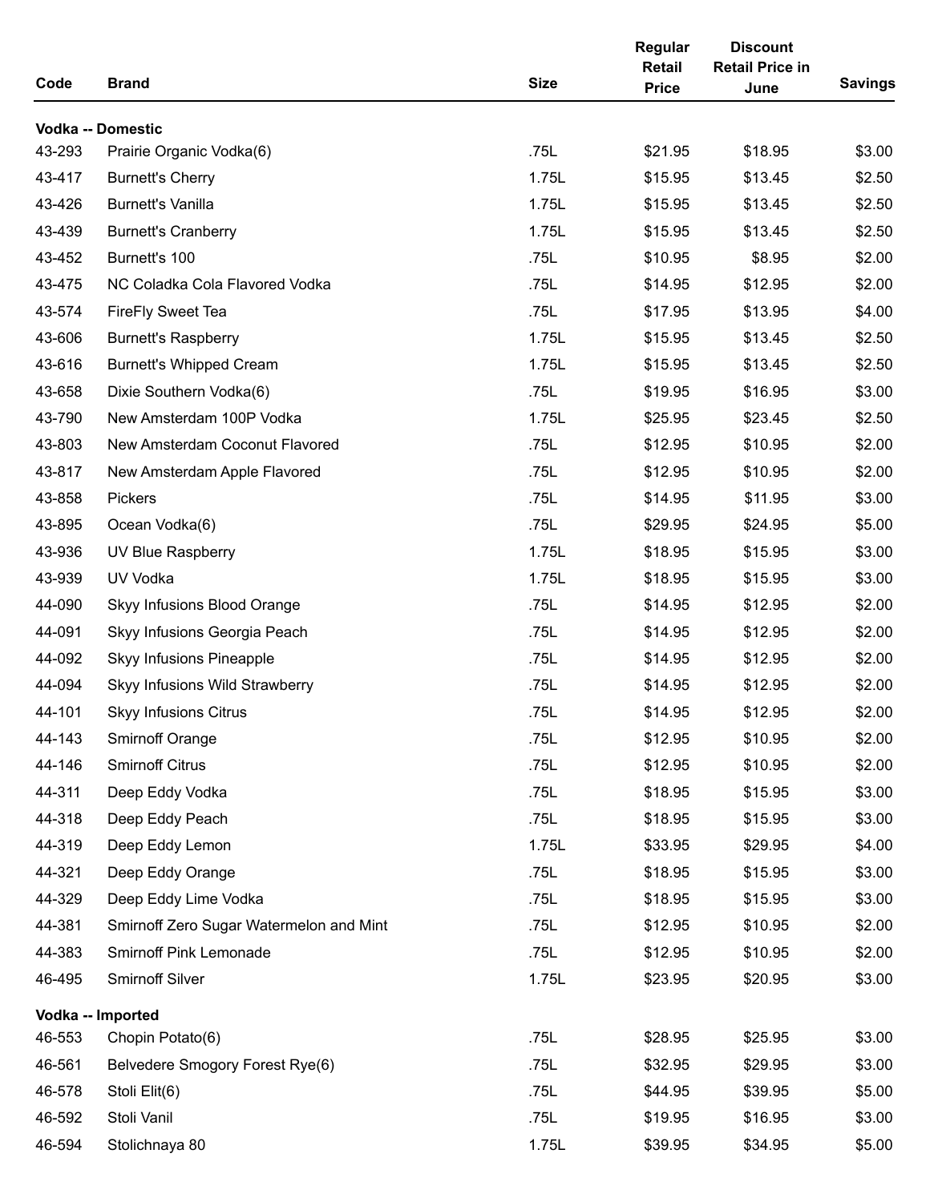| Code | Brand | Size | Regular Retail Price | Discount Retail Price in June | Savings |
|---|---|---|---|---|---|
| **Vodka -- Domestic** | | | | | |
| 43-293 | Prairie Organic Vodka(6) | .75L | $21.95 | $18.95 | $3.00 |
| 43-417 | Burnett's Cherry | 1.75L | $15.95 | $13.45 | $2.50 |
| 43-426 | Burnett's Vanilla | 1.75L | $15.95 | $13.45 | $2.50 |
| 43-439 | Burnett's Cranberry | 1.75L | $15.95 | $13.45 | $2.50 |
| 43-452 | Burnett's 100 | .75L | $10.95 | $8.95 | $2.00 |
| 43-475 | NC Coladka Cola Flavored Vodka | .75L | $14.95 | $12.95 | $2.00 |
| 43-574 | FireFly Sweet Tea | .75L | $17.95 | $13.95 | $4.00 |
| 43-606 | Burnett's Raspberry | 1.75L | $15.95 | $13.45 | $2.50 |
| 43-616 | Burnett's Whipped Cream | 1.75L | $15.95 | $13.45 | $2.50 |
| 43-658 | Dixie Southern Vodka(6) | .75L | $19.95 | $16.95 | $3.00 |
| 43-790 | New Amsterdam 100P Vodka | 1.75L | $25.95 | $23.45 | $2.50 |
| 43-803 | New Amsterdam Coconut Flavored | .75L | $12.95 | $10.95 | $2.00 |
| 43-817 | New Amsterdam Apple Flavored | .75L | $12.95 | $10.95 | $2.00 |
| 43-858 | Pickers | .75L | $14.95 | $11.95 | $3.00 |
| 43-895 | Ocean Vodka(6) | .75L | $29.95 | $24.95 | $5.00 |
| 43-936 | UV Blue Raspberry | 1.75L | $18.95 | $15.95 | $3.00 |
| 43-939 | UV Vodka | 1.75L | $18.95 | $15.95 | $3.00 |
| 44-090 | Skyy Infusions Blood Orange | .75L | $14.95 | $12.95 | $2.00 |
| 44-091 | Skyy Infusions Georgia Peach | .75L | $14.95 | $12.95 | $2.00 |
| 44-092 | Skyy Infusions Pineapple | .75L | $14.95 | $12.95 | $2.00 |
| 44-094 | Skyy Infusions Wild Strawberry | .75L | $14.95 | $12.95 | $2.00 |
| 44-101 | Skyy Infusions Citrus | .75L | $14.95 | $12.95 | $2.00 |
| 44-143 | Smirnoff Orange | .75L | $12.95 | $10.95 | $2.00 |
| 44-146 | Smirnoff Citrus | .75L | $12.95 | $10.95 | $2.00 |
| 44-311 | Deep Eddy Vodka | .75L | $18.95 | $15.95 | $3.00 |
| 44-318 | Deep Eddy Peach | .75L | $18.95 | $15.95 | $3.00 |
| 44-319 | Deep Eddy Lemon | 1.75L | $33.95 | $29.95 | $4.00 |
| 44-321 | Deep Eddy Orange | .75L | $18.95 | $15.95 | $3.00 |
| 44-329 | Deep Eddy Lime Vodka | .75L | $18.95 | $15.95 | $3.00 |
| 44-381 | Smirnoff Zero Sugar Watermelon and Mint | .75L | $12.95 | $10.95 | $2.00 |
| 44-383 | Smirnoff Pink Lemonade | .75L | $12.95 | $10.95 | $2.00 |
| 46-495 | Smirnoff Silver | 1.75L | $23.95 | $20.95 | $3.00 |
| **Vodka -- Imported** | | | | | |
| 46-553 | Chopin Potato(6) | .75L | $28.95 | $25.95 | $3.00 |
| 46-561 | Belvedere Smogory Forest Rye(6) | .75L | $32.95 | $29.95 | $3.00 |
| 46-578 | Stoli Elit(6) | .75L | $44.95 | $39.95 | $5.00 |
| 46-592 | Stoli Vanil | .75L | $19.95 | $16.95 | $3.00 |
| 46-594 | Stolichnaya 80 | 1.75L | $39.95 | $34.95 | $5.00 |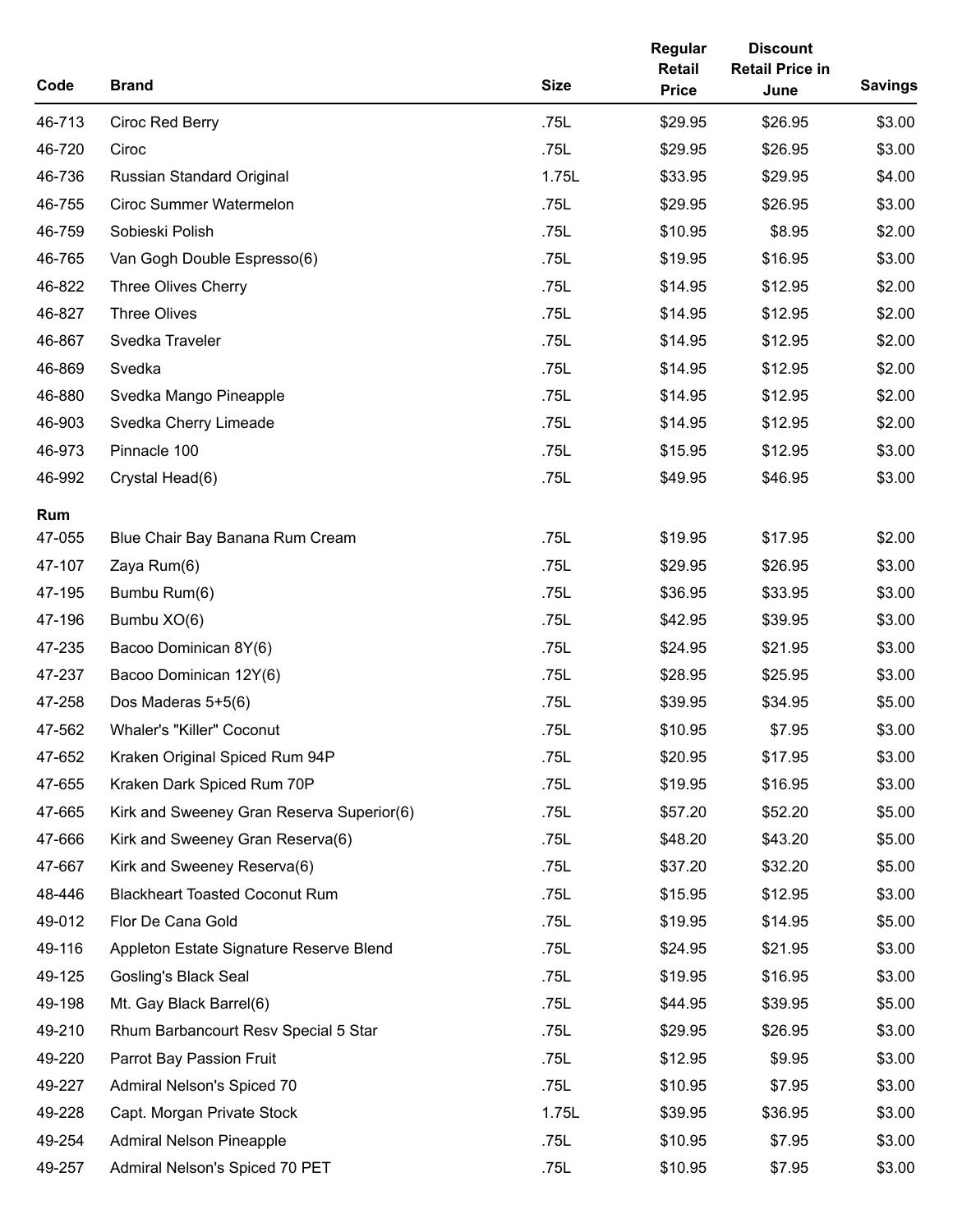| Code | Brand | Size | Regular Retail Price | Discount Retail Price in June | Savings |
|---|---|---|---|---|---|
| 46-713 | Ciroc Red Berry | .75L | $29.95 | $26.95 | $3.00 |
| 46-720 | Ciroc | .75L | $29.95 | $26.95 | $3.00 |
| 46-736 | Russian Standard Original | 1.75L | $33.95 | $29.95 | $4.00 |
| 46-755 | Ciroc Summer Watermelon | .75L | $29.95 | $26.95 | $3.00 |
| 46-759 | Sobieski Polish | .75L | $10.95 | $8.95 | $2.00 |
| 46-765 | Van Gogh Double Espresso(6) | .75L | $19.95 | $16.95 | $3.00 |
| 46-822 | Three Olives Cherry | .75L | $14.95 | $12.95 | $2.00 |
| 46-827 | Three Olives | .75L | $14.95 | $12.95 | $2.00 |
| 46-867 | Svedka Traveler | .75L | $14.95 | $12.95 | $2.00 |
| 46-869 | Svedka | .75L | $14.95 | $12.95 | $2.00 |
| 46-880 | Svedka Mango Pineapple | .75L | $14.95 | $12.95 | $2.00 |
| 46-903 | Svedka Cherry Limeade | .75L | $14.95 | $12.95 | $2.00 |
| 46-973 | Pinnacle 100 | .75L | $15.95 | $12.95 | $3.00 |
| 46-992 | Crystal Head(6) | .75L | $49.95 | $46.95 | $3.00 |
| **Rum** | | | | | |
| 47-055 | Blue Chair Bay Banana Rum Cream | .75L | $19.95 | $17.95 | $2.00 |
| 47-107 | Zaya Rum(6) | .75L | $29.95 | $26.95 | $3.00 |
| 47-195 | Bumbu Rum(6) | .75L | $36.95 | $33.95 | $3.00 |
| 47-196 | Bumbu XO(6) | .75L | $42.95 | $39.95 | $3.00 |
| 47-235 | Bacoo Dominican 8Y(6) | .75L | $24.95 | $21.95 | $3.00 |
| 47-237 | Bacoo Dominican 12Y(6) | .75L | $28.95 | $25.95 | $3.00 |
| 47-258 | Dos Maderas 5+5(6) | .75L | $39.95 | $34.95 | $5.00 |
| 47-562 | Whaler's "Killer" Coconut | .75L | $10.95 | $7.95 | $3.00 |
| 47-652 | Kraken Original Spiced Rum 94P | .75L | $20.95 | $17.95 | $3.00 |
| 47-655 | Kraken Dark Spiced Rum 70P | .75L | $19.95 | $16.95 | $3.00 |
| 47-665 | Kirk and Sweeney Gran Reserva Superior(6) | .75L | $57.20 | $52.20 | $5.00 |
| 47-666 | Kirk and Sweeney Gran Reserva(6) | .75L | $48.20 | $43.20 | $5.00 |
| 47-667 | Kirk and Sweeney Reserva(6) | .75L | $37.20 | $32.20 | $5.00 |
| 48-446 | Blackheart Toasted Coconut Rum | .75L | $15.95 | $12.95 | $3.00 |
| 49-012 | Flor De Cana Gold | .75L | $19.95 | $14.95 | $5.00 |
| 49-116 | Appleton Estate Signature Reserve Blend | .75L | $24.95 | $21.95 | $3.00 |
| 49-125 | Gosling's Black Seal | .75L | $19.95 | $16.95 | $3.00 |
| 49-198 | Mt. Gay Black Barrel(6) | .75L | $44.95 | $39.95 | $5.00 |
| 49-210 | Rhum Barbancourt Resv Special 5 Star | .75L | $29.95 | $26.95 | $3.00 |
| 49-220 | Parrot Bay Passion Fruit | .75L | $12.95 | $9.95 | $3.00 |
| 49-227 | Admiral Nelson's Spiced 70 | .75L | $10.95 | $7.95 | $3.00 |
| 49-228 | Capt. Morgan Private Stock | 1.75L | $39.95 | $36.95 | $3.00 |
| 49-254 | Admiral Nelson Pineapple | .75L | $10.95 | $7.95 | $3.00 |
| 49-257 | Admiral Nelson's Spiced 70 PET | .75L | $10.95 | $7.95 | $3.00 |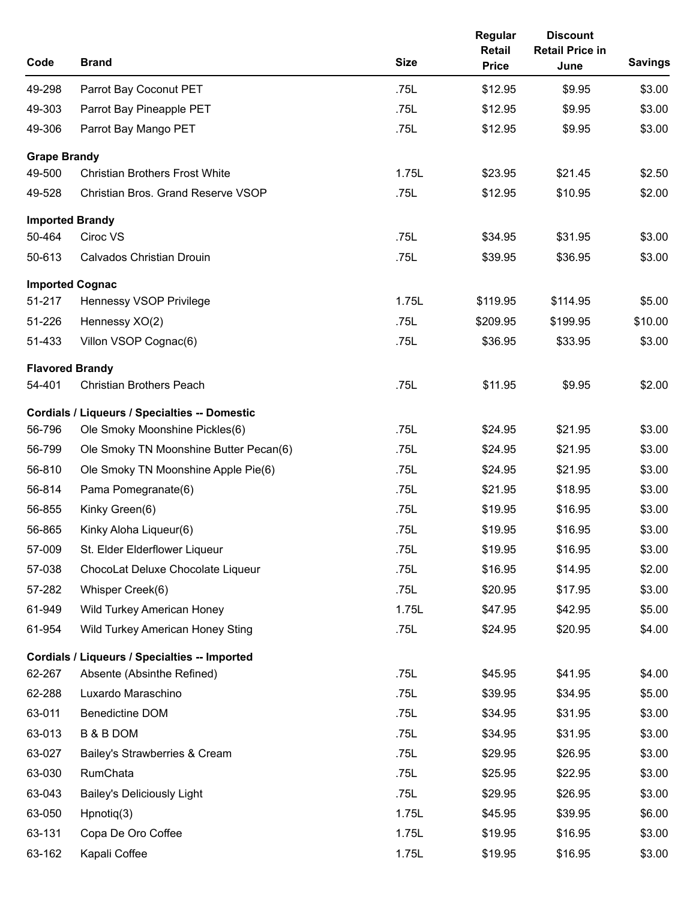| Code | Brand | Size | Regular Retail Price | Discount Retail Price in June | Savings |
|---|---|---|---|---|---|
| 49-298 | Parrot Bay Coconut PET | .75L | $12.95 | $9.95 | $3.00 |
| 49-303 | Parrot Bay Pineapple PET | .75L | $12.95 | $9.95 | $3.00 |
| 49-306 | Parrot Bay Mango PET | .75L | $12.95 | $9.95 | $3.00 |
| **Grape Brandy** | | | | | |
| 49-500 | Christian Brothers Frost White | 1.75L | $23.95 | $21.45 | $2.50 |
| 49-528 | Christian Bros. Grand Reserve VSOP | .75L | $12.95 | $10.95 | $2.00 |
| **Imported Brandy** | | | | | |
| 50-464 | Ciroc VS | .75L | $34.95 | $31.95 | $3.00 |
| 50-613 | Calvados Christian Drouin | .75L | $39.95 | $36.95 | $3.00 |
| **Imported Cognac** | | | | | |
| 51-217 | Hennessy VSOP Privilege | 1.75L | $119.95 | $114.95 | $5.00 |
| 51-226 | Hennessy XO(2) | .75L | $209.95 | $199.95 | $10.00 |
| 51-433 | Villon VSOP Cognac(6) | .75L | $36.95 | $33.95 | $3.00 |
| **Flavored Brandy** | | | | | |
| 54-401 | Christian Brothers Peach | .75L | $11.95 | $9.95 | $2.00 |
| **Cordials / Liqueurs / Specialties -- Domestic** | | | | | |
| 56-796 | Ole Smoky Moonshine Pickles(6) | .75L | $24.95 | $21.95 | $3.00 |
| 56-799 | Ole Smoky TN Moonshine Butter Pecan(6) | .75L | $24.95 | $21.95 | $3.00 |
| 56-810 | Ole Smoky TN Moonshine Apple Pie(6) | .75L | $24.95 | $21.95 | $3.00 |
| 56-814 | Pama Pomegranate(6) | .75L | $21.95 | $18.95 | $3.00 |
| 56-855 | Kinky Green(6) | .75L | $19.95 | $16.95 | $3.00 |
| 56-865 | Kinky Aloha Liqueur(6) | .75L | $19.95 | $16.95 | $3.00 |
| 57-009 | St. Elder Elderflower Liqueur | .75L | $19.95 | $16.95 | $3.00 |
| 57-038 | ChocoLat Deluxe Chocolate Liqueur | .75L | $16.95 | $14.95 | $2.00 |
| 57-282 | Whisper Creek(6) | .75L | $20.95 | $17.95 | $3.00 |
| 61-949 | Wild Turkey American Honey | 1.75L | $47.95 | $42.95 | $5.00 |
| 61-954 | Wild Turkey American Honey Sting | .75L | $24.95 | $20.95 | $4.00 |
| **Cordials / Liqueurs / Specialties -- Imported** | | | | | |
| 62-267 | Absente (Absinthe Refined) | .75L | $45.95 | $41.95 | $4.00 |
| 62-288 | Luxardo Maraschino | .75L | $39.95 | $34.95 | $5.00 |
| 63-011 | Benedictine DOM | .75L | $34.95 | $31.95 | $3.00 |
| 63-013 | B & B DOM | .75L | $34.95 | $31.95 | $3.00 |
| 63-027 | Bailey's Strawberries & Cream | .75L | $29.95 | $26.95 | $3.00 |
| 63-030 | RumChata | .75L | $25.95 | $22.95 | $3.00 |
| 63-043 | Bailey's Deliciously Light | .75L | $29.95 | $26.95 | $3.00 |
| 63-050 | Hpnotiq(3) | 1.75L | $45.95 | $39.95 | $6.00 |
| 63-131 | Copa De Oro Coffee | 1.75L | $19.95 | $16.95 | $3.00 |
| 63-162 | Kapali Coffee | 1.75L | $19.95 | $16.95 | $3.00 |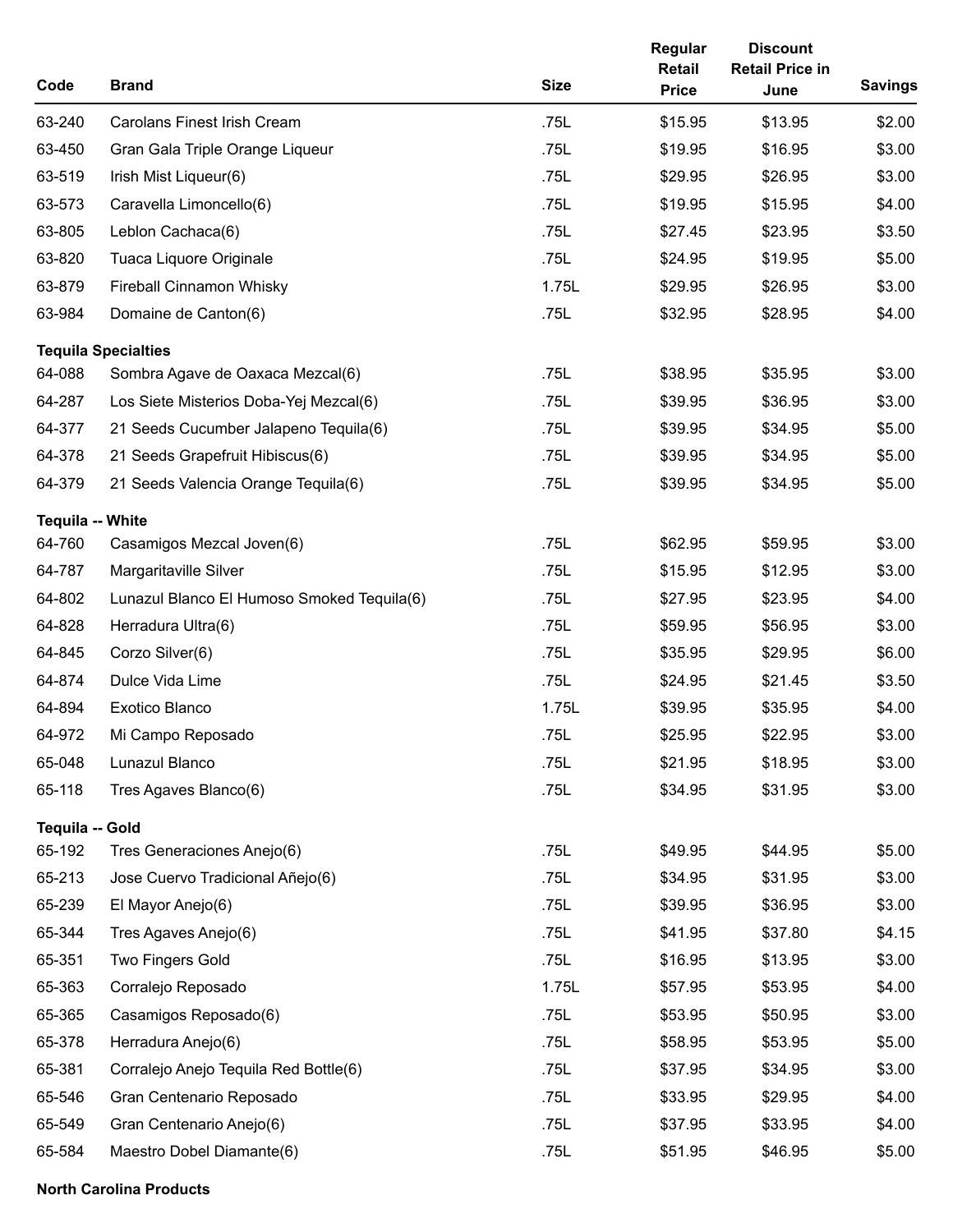| Code | Brand | Size | Regular Retail Price | Discount Retail Price in June | Savings |
|---|---|---|---|---|---|
| 63-240 | Carolans Finest Irish Cream | .75L | $15.95 | $13.95 | $2.00 |
| 63-450 | Gran Gala Triple Orange Liqueur | .75L | $19.95 | $16.95 | $3.00 |
| 63-519 | Irish Mist Liqueur(6) | .75L | $29.95 | $26.95 | $3.00 |
| 63-573 | Caravella Limoncello(6) | .75L | $19.95 | $15.95 | $4.00 |
| 63-805 | Leblon Cachaca(6) | .75L | $27.45 | $23.95 | $3.50 |
| 63-820 | Tuaca Liquore Originale | .75L | $24.95 | $19.95 | $5.00 |
| 63-879 | Fireball Cinnamon Whisky | 1.75L | $29.95 | $26.95 | $3.00 |
| 63-984 | Domaine de Canton(6) | .75L | $32.95 | $28.95 | $4.00 |
| **Tequila Specialties** | | | | | |
| 64-088 | Sombra Agave de Oaxaca Mezcal(6) | .75L | $38.95 | $35.95 | $3.00 |
| 64-287 | Los Siete Misterios Doba-Yej Mezcal(6) | .75L | $39.95 | $36.95 | $3.00 |
| 64-377 | 21 Seeds Cucumber Jalapeno Tequila(6) | .75L | $39.95 | $34.95 | $5.00 |
| 64-378 | 21 Seeds Grapefruit Hibiscus(6) | .75L | $39.95 | $34.95 | $5.00 |
| 64-379 | 21 Seeds Valencia Orange Tequila(6) | .75L | $39.95 | $34.95 | $5.00 |
| **Tequila -- White** | | | | | |
| 64-760 | Casamigos Mezcal Joven(6) | .75L | $62.95 | $59.95 | $3.00 |
| 64-787 | Margaritaville Silver | .75L | $15.95 | $12.95 | $3.00 |
| 64-802 | Lunazul Blanco El Humoso Smoked Tequila(6) | .75L | $27.95 | $23.95 | $4.00 |
| 64-828 | Herradura Ultra(6) | .75L | $59.95 | $56.95 | $3.00 |
| 64-845 | Corzo Silver(6) | .75L | $35.95 | $29.95 | $6.00 |
| 64-874 | Dulce Vida Lime | .75L | $24.95 | $21.45 | $3.50 |
| 64-894 | Exotico Blanco | 1.75L | $39.95 | $35.95 | $4.00 |
| 64-972 | Mi Campo Reposado | .75L | $25.95 | $22.95 | $3.00 |
| 65-048 | Lunazul Blanco | .75L | $21.95 | $18.95 | $3.00 |
| 65-118 | Tres Agaves Blanco(6) | .75L | $34.95 | $31.95 | $3.00 |
| **Tequila -- Gold** | | | | | |
| 65-192 | Tres Generaciones Anejo(6) | .75L | $49.95 | $44.95 | $5.00 |
| 65-213 | Jose Cuervo Tradicional Añejo(6) | .75L | $34.95 | $31.95 | $3.00 |
| 65-239 | El Mayor Anejo(6) | .75L | $39.95 | $36.95 | $3.00 |
| 65-344 | Tres Agaves Anejo(6) | .75L | $41.95 | $37.80 | $4.15 |
| 65-351 | Two Fingers Gold | .75L | $16.95 | $13.95 | $3.00 |
| 65-363 | Corralejo Reposado | 1.75L | $57.95 | $53.95 | $4.00 |
| 65-365 | Casamigos Reposado(6) | .75L | $53.95 | $50.95 | $3.00 |
| 65-378 | Herradura Anejo(6) | .75L | $58.95 | $53.95 | $5.00 |
| 65-381 | Corralejo Anejo Tequila Red Bottle(6) | .75L | $37.95 | $34.95 | $3.00 |
| 65-546 | Gran Centenario Reposado | .75L | $33.95 | $29.95 | $4.00 |
| 65-549 | Gran Centenario Anejo(6) | .75L | $37.95 | $33.95 | $4.00 |
| 65-584 | Maestro Dobel Diamante(6) | .75L | $51.95 | $46.95 | $5.00 |

**North Carolina Products**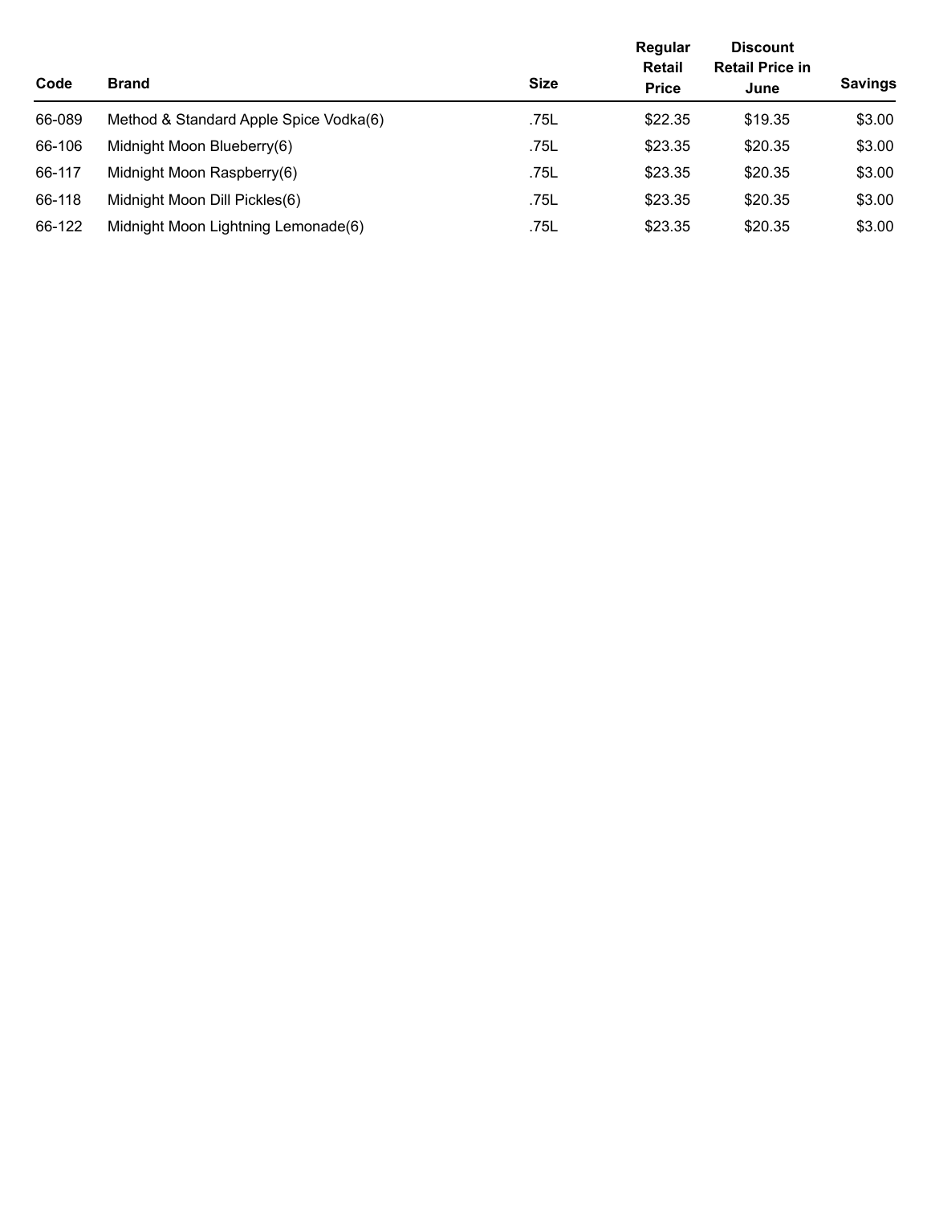| Code | Brand | Size | Regular Retail Price | Discount Retail Price in June | Savings |
|---|---|---|---|---|---|
| 66-089 | Method & Standard Apple Spice Vodka(6) | .75L | $22.35 | $19.35 | $3.00 |
| 66-106 | Midnight Moon Blueberry(6) | .75L | $23.35 | $20.35 | $3.00 |
| 66-117 | Midnight Moon Raspberry(6) | .75L | $23.35 | $20.35 | $3.00 |
| 66-118 | Midnight Moon Dill Pickles(6) | .75L | $23.35 | $20.35 | $3.00 |
| 66-122 | Midnight Moon Lightning Lemonade(6) | .75L | $23.35 | $20.35 | $3.00 |